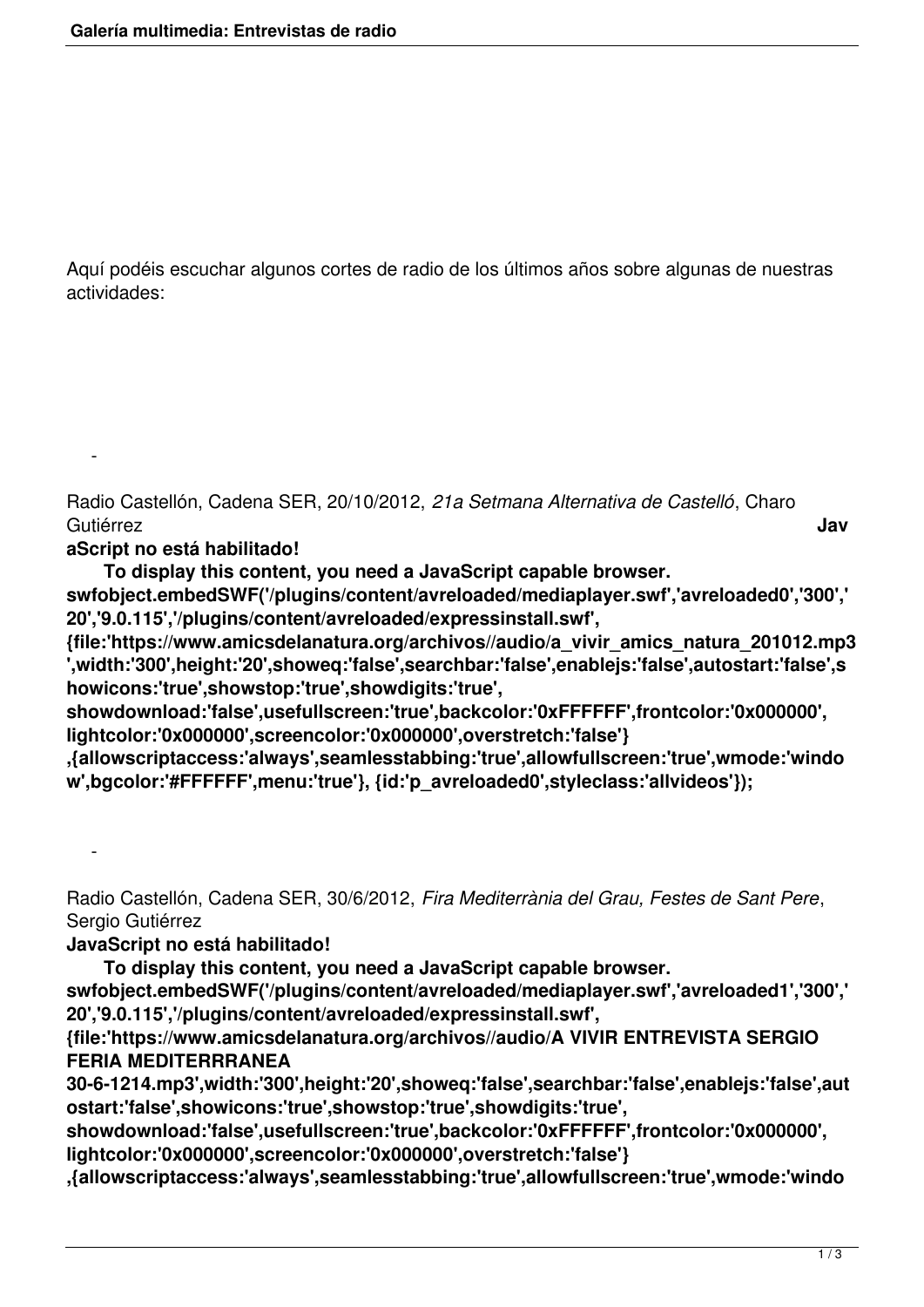Aquí podéis escuchar algunos cortes de radio de los últimos años sobre algunas de nuestras actividades:

-

Radio Castellón, Cadena SER, 20/10/2012, *21a Setmana Alternativa de Castelló*, Charo Gutiérrez **JavaScript no está habilitado!**

**To display this content, you need a JavaScript capable browser.**
**swfobject.embedSWF('/plugins/content/avreloaded/mediaplayer.swf','avreloaded0','300','20','9.0.115','/plugins/content/avreloaded/expressinstall.swf', {file:'https://www.amicsdelanatura.org/archivos//audio/a_vivir_amics_natura_201012.mp3',width:'300',height:'20',showeq:'false',searchbar:'false',enablejs:'false',autostart:'false',showicons:'true',showstop:'true',showdigits:'true', showdownload:'false',usefullscreen:'true',backcolor:'0xFFFFFF',frontcolor:'0x000000', lightcolor:'0x000000',screencolor:'0x000000',overstretch:'false'} ,{allowscriptaccess:'always',seamlesstabbing:'true',allowfullscreen:'true',wmode:'window',bgcolor:'#FFFFFF',menu:'true'}, {id:'p_avreloaded0',styleclass:'allvideos'});**

-

Radio Castellón, Cadena SER, 30/6/2012, *Fira Mediterrània del Grau, Festes de Sant Pere*, Sergio Gutiérrez

**JavaScript no está habilitado!**

**To display this content, you need a JavaScript capable browser.**
**swfobject.embedSWF('/plugins/content/avreloaded/mediaplayer.swf','avreloaded1','300','20','9.0.115','/plugins/content/avreloaded/expressinstall.swf', {file:'https://www.amicsdelanatura.org/archivos//audio/A VIVIR ENTREVISTA SERGIO FERIA MEDITERRRANEA 30-6-1214.mp3',width:'300',height:'20',showeq:'false',searchbar:'false',enablejs:'false',autostart:'false',showicons:'true',showstop:'true',showdigits:'true', showdownload:'false',usefullscreen:'true',backcolor:'0xFFFFFF',frontcolor:'0x000000', lightcolor:'0x000000',screencolor:'0x000000',overstretch:'false'} ,{allowscriptaccess:'always',seamlesstabbing:'true',allowfullscreen:'true',wmode:'windo**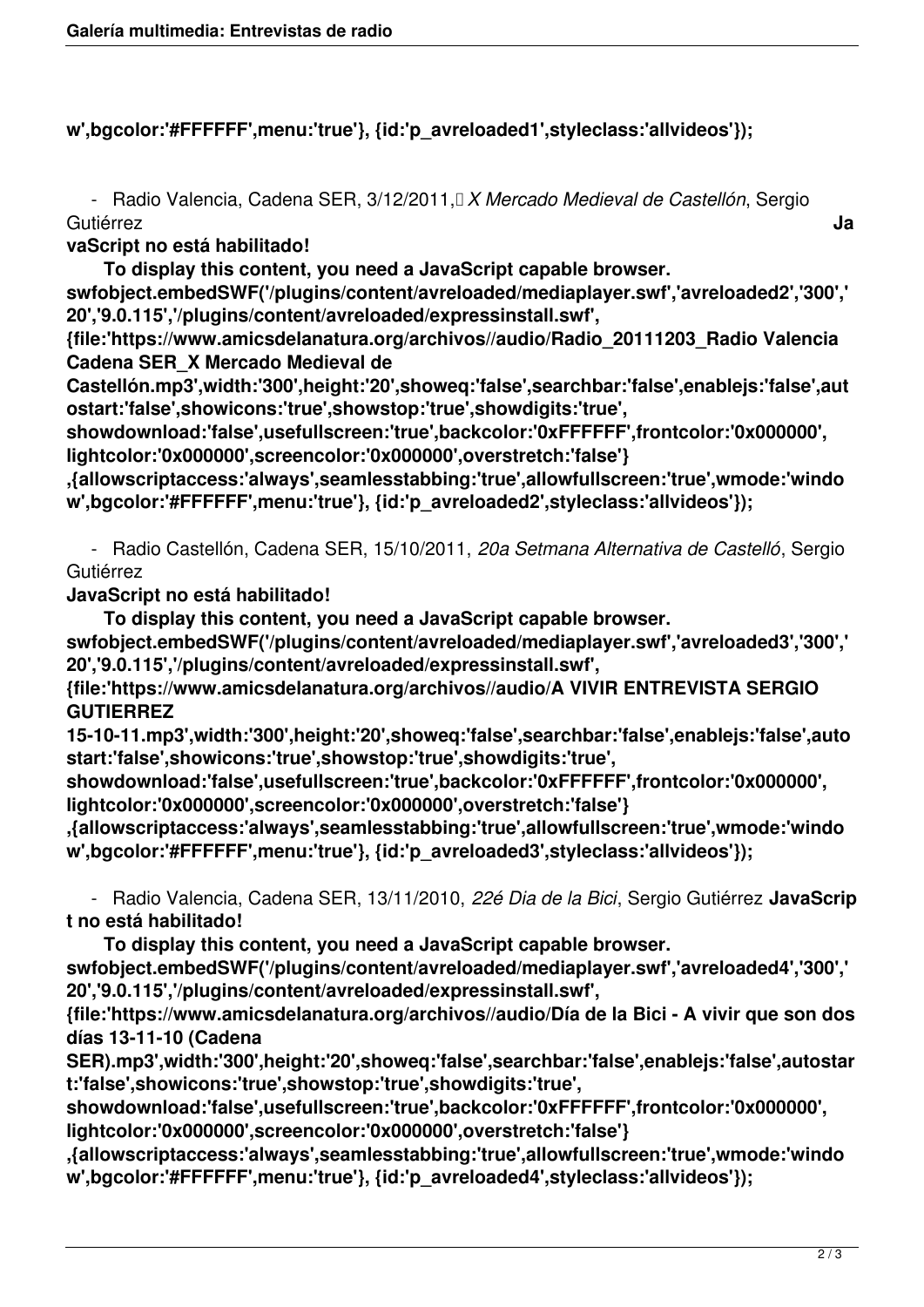w',bgcolor:'#FFFFFF',menu:'true'}, {id:'p_avreloaded1',styleclass:'allvideos'});

- Radio Valencia, Cadena SER, 3/12/2011, *X Mercado Medieval de Castellón*, Sergio Gutiérrez **JavaScript no está habilitado!**

**To display this content, you need a JavaScript capable browser.**

**swfobject.embedSWF('/plugins/content/avreloaded/mediaplayer.swf','avreloaded2','300','20','9.0.115','/plugins/content/avreloaded/expressinstall.swf', {file:'https://www.amicsdelanatura.org/archivos//audio/Radio_20111203_Radio Valencia Cadena SER_X Mercado Medieval de Castellón.mp3',width:'300',height:'20',showeq:'false',searchbar:'false',enablejs:'false',autostart:'false',showicons:'true',showstop:'true',showdigits:'true', showdownload:'false',usefullscreen:'true',backcolor:'0xFFFFFF',frontcolor:'0x000000', lightcolor:'0x000000',screencolor:'0x000000',overstretch:'false'} ,{allowscriptaccess:'always',seamlesstabbing:'true',allowfullscreen:'true',wmode:'window',bgcolor:'#FFFFFF',menu:'true'}, {id:'p_avreloaded2',styleclass:'allvideos'});**

- Radio Castellón, Cadena SER, 15/10/2011, *20a Setmana Alternativa de Castelló*, Sergio Gutiérrez

**JavaScript no está habilitado!**

**To display this content, you need a JavaScript capable browser.**

**swfobject.embedSWF('/plugins/content/avreloaded/mediaplayer.swf','avreloaded3','300','20','9.0.115','/plugins/content/avreloaded/expressinstall.swf', {file:'https://www.amicsdelanatura.org/archivos//audio/A VIVIR ENTREVISTA SERGIO GUTIERREZ 15-10-11.mp3',width:'300',height:'20',showeq:'false',searchbar:'false',enablejs:'false',autostart:'false',showicons:'true',showstop:'true',showdigits:'true', showdownload:'false',usefullscreen:'true',backcolor:'0xFFFFFF',frontcolor:'0x000000', lightcolor:'0x000000',screencolor:'0x000000',overstretch:'false'} ,{allowscriptaccess:'always',seamlesstabbing:'true',allowfullscreen:'true',wmode:'window',bgcolor:'#FFFFFF',menu:'true'}, {id:'p_avreloaded3',styleclass:'allvideos'});**

- Radio Valencia, Cadena SER, 13/11/2010, *22é Dia de la Bici*, Sergio Gutiérrez **JavaScript no está habilitado!**

**To display this content, you need a JavaScript capable browser.**

**swfobject.embedSWF('/plugins/content/avreloaded/mediaplayer.swf','avreloaded4','300','20','9.0.115','/plugins/content/avreloaded/expressinstall.swf', {file:'https://www.amicsdelanatura.org/archivos//audio/Día de la Bici - A vivir que son dos días 13-11-10 (Cadena SER).mp3',width:'300',height:'20',showeq:'false',searchbar:'false',enablejs:'false',autostart:'false',showicons:'true',showstop:'true',showdigits:'true', showdownload:'false',usefullscreen:'true',backcolor:'0xFFFFFF',frontcolor:'0x000000', lightcolor:'0x000000',screencolor:'0x000000',overstretch:'false'} ,{allowscriptaccess:'always',seamlesstabbing:'true',allowfullscreen:'true',wmode:'window',bgcolor:'#FFFFFF',menu:'true'}, {id:'p_avreloaded4',styleclass:'allvideos'});**